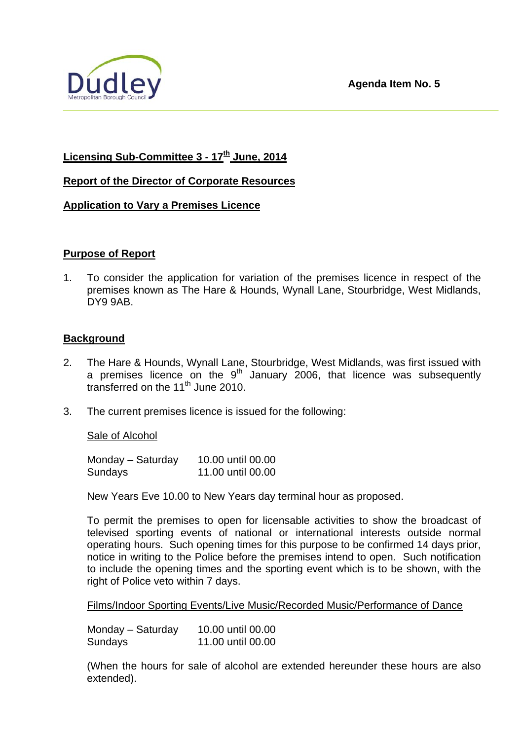Agenda Item No. 5

**Licensing Sub-Committee 3 - 17th June, 2014**

**Report of the Director of Corporate Resources**

**Application to Vary a Premises Licence**

**Purpose of Report**

1. To consider the application for variation of the premises licence in respect of the premises known as The Hare & Hounds, Wynall Lane, Stourbridge, West Midlands, DY9 9AB.

**Background**

2. The Hare & Hounds, Wynall Lane, Stourbridge, West Midlands, was first issued with a premises licence on the 9th January 2006, that licence was subsequently transferred on the 11th June 2010.

3. The current premises licence is issued for the following:

   Sale of Alcohol

   | | |
   |---|---|
   | Monday – Saturday | 10.00 until 00.00 |
   | Sundays | 11.00 until 00.00 |

   New Years Eve 10.00 to New Years day terminal hour as proposed.

   To permit the premises to open for licensable activities to show the broadcast of televised sporting events of national or international interests outside normal operating hours. Such opening times for this purpose to be confirmed 14 days prior, notice in writing to the Police before the premises intend to open. Such notification to include the opening times and the sporting event which is to be shown, with the right of Police veto within 7 days.

   Films/Indoor Sporting Events/Live Music/Recorded Music/Performance of Dance

   | | |
   |---|---|
   | Monday – Saturday | 10.00 until 00.00 |
   | Sundays | 11.00 until 00.00 |

   (When the hours for sale of alcohol are extended hereunder these hours are also extended).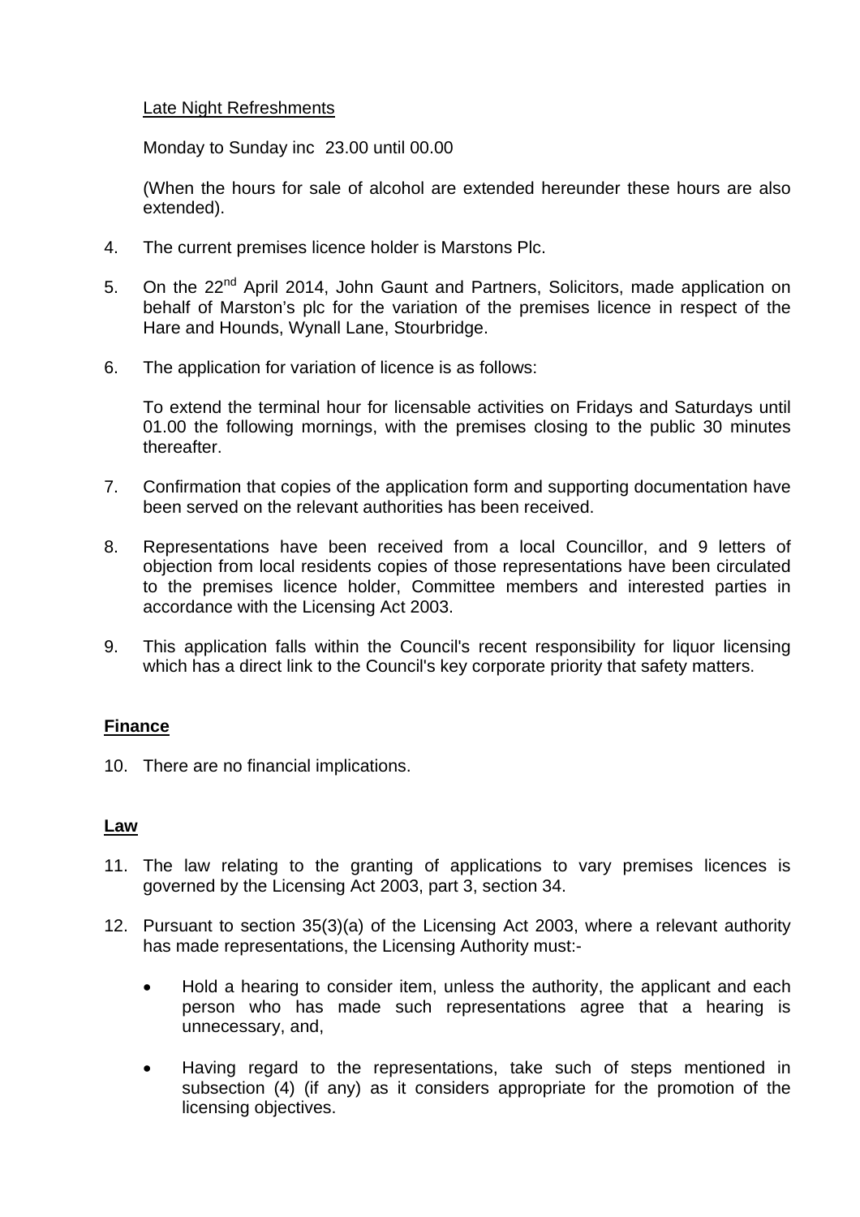Late Night Refreshments

Monday to Sunday inc 23.00 until 00.00

(When the hours for sale of alcohol are extended hereunder these hours are also extended).

4. The current premises licence holder is Marstons Plc.

5. On the 22nd April 2014, John Gaunt and Partners, Solicitors, made application on behalf of Marston's plc for the variation of the premises licence in respect of the Hare and Hounds, Wynall Lane, Stourbridge.

6. The application for variation of licence is as follows:

   To extend the terminal hour for licensable activities on Fridays and Saturdays until 01.00 the following mornings, with the premises closing to the public 30 minutes thereafter.

7. Confirmation that copies of the application form and supporting documentation have been served on the relevant authorities has been received.

8. Representations have been received from a local Councillor, and 9 letters of objection from local residents copies of those representations have been circulated to the premises licence holder, Committee members and interested parties in accordance with the Licensing Act 2003.

9. This application falls within the Council's recent responsibility for liquor licensing which has a direct link to the Council's key corporate priority that safety matters.

**Finance**

10. There are no financial implications.

**Law**

11. The law relating to the granting of applications to vary premises licences is governed by the Licensing Act 2003, part 3, section 34.

12. Pursuant to section 35(3)(a) of the Licensing Act 2003, where a relevant authority has made representations, the Licensing Authority must:-

    - Hold a hearing to consider item, unless the authority, the applicant and each person who has made such representations agree that a hearing is unnecessary, and,

    - Having regard to the representations, take such of steps mentioned in subsection (4) (if any) as it considers appropriate for the promotion of the licensing objectives.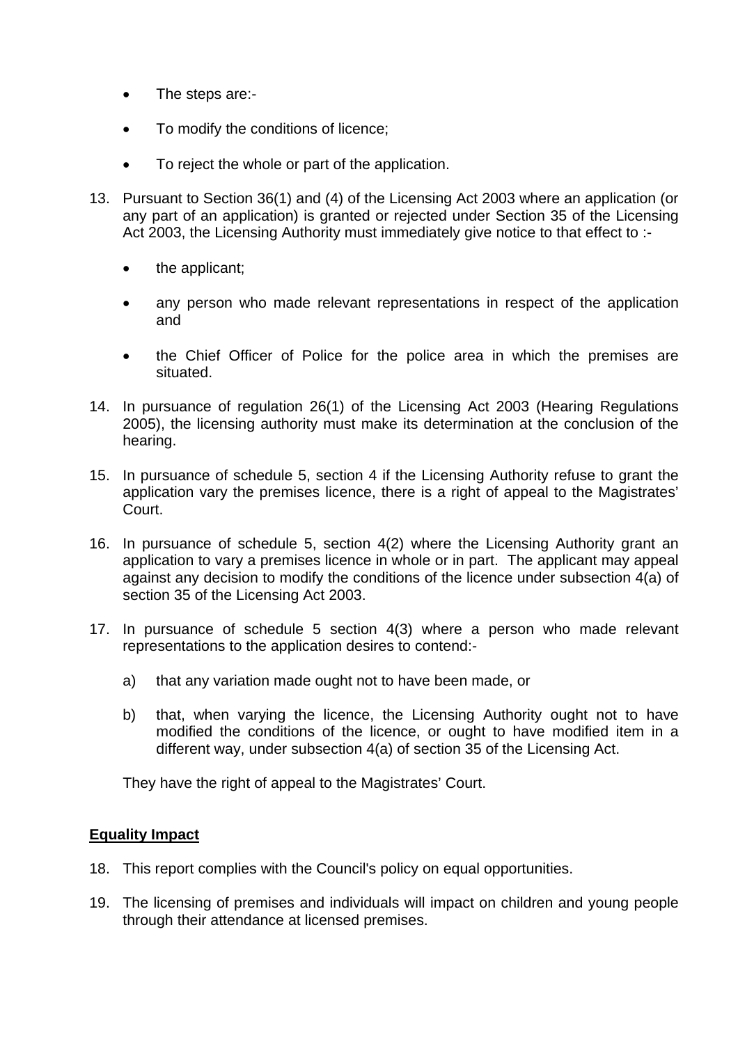- The steps are:-
- To modify the conditions of licence;
- To reject the whole or part of the application.

13. Pursuant to Section 36(1) and (4) of the Licensing Act 2003 where an application (or any part of an application) is granted or rejected under Section 35 of the Licensing Act 2003, the Licensing Authority must immediately give notice to that effect to :-

    - the applicant;
    - any person who made relevant representations in respect of the application and
    - the Chief Officer of Police for the police area in which the premises are situated.

14. In pursuance of regulation 26(1) of the Licensing Act 2003 (Hearing Regulations 2005), the licensing authority must make its determination at the conclusion of the hearing.

15. In pursuance of schedule 5, section 4 if the Licensing Authority refuse to grant the application vary the premises licence, there is a right of appeal to the Magistrates' Court.

16. In pursuance of schedule 5, section 4(2) where the Licensing Authority grant an application to vary a premises licence in whole or in part. The applicant may appeal against any decision to modify the conditions of the licence under subsection 4(a) of section 35 of the Licensing Act 2003.

17. In pursuance of schedule 5 section 4(3) where a person who made relevant representations to the application desires to contend:-

    a) that any variation made ought not to have been made, or

    b) that, when varying the licence, the Licensing Authority ought not to have modified the conditions of the licence, or ought to have modified item in a different way, under subsection 4(a) of section 35 of the Licensing Act.

    They have the right of appeal to the Magistrates' Court.

**Equality Impact**

18. This report complies with the Council's policy on equal opportunities.

19. The licensing of premises and individuals will impact on children and young people through their attendance at licensed premises.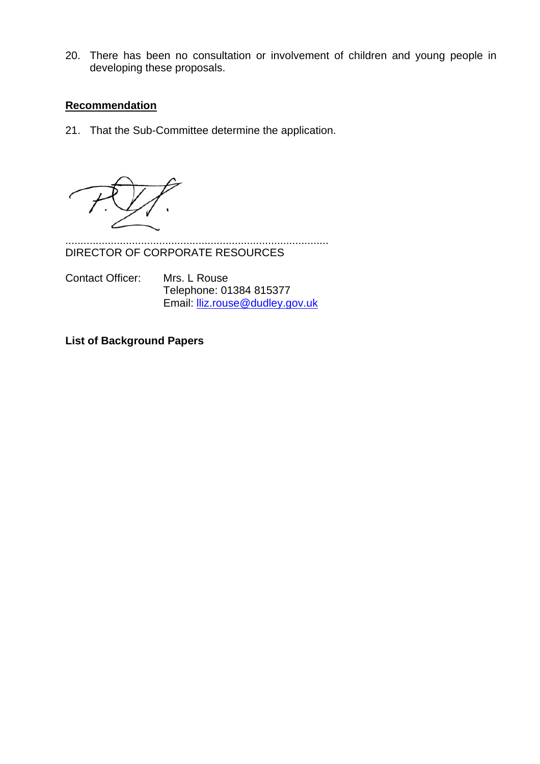20. There has been no consultation or involvement of children and young people in developing these proposals.

## Recommendation

21. That the Sub-Committee determine the application.

.....................................................................................
DIRECTOR OF CORPORATE RESOURCES

Contact Officer: Mrs. L Rouse
Telephone: 01384 815377
Email: lliz.rouse@dudley.gov.uk

**List of Background Papers**